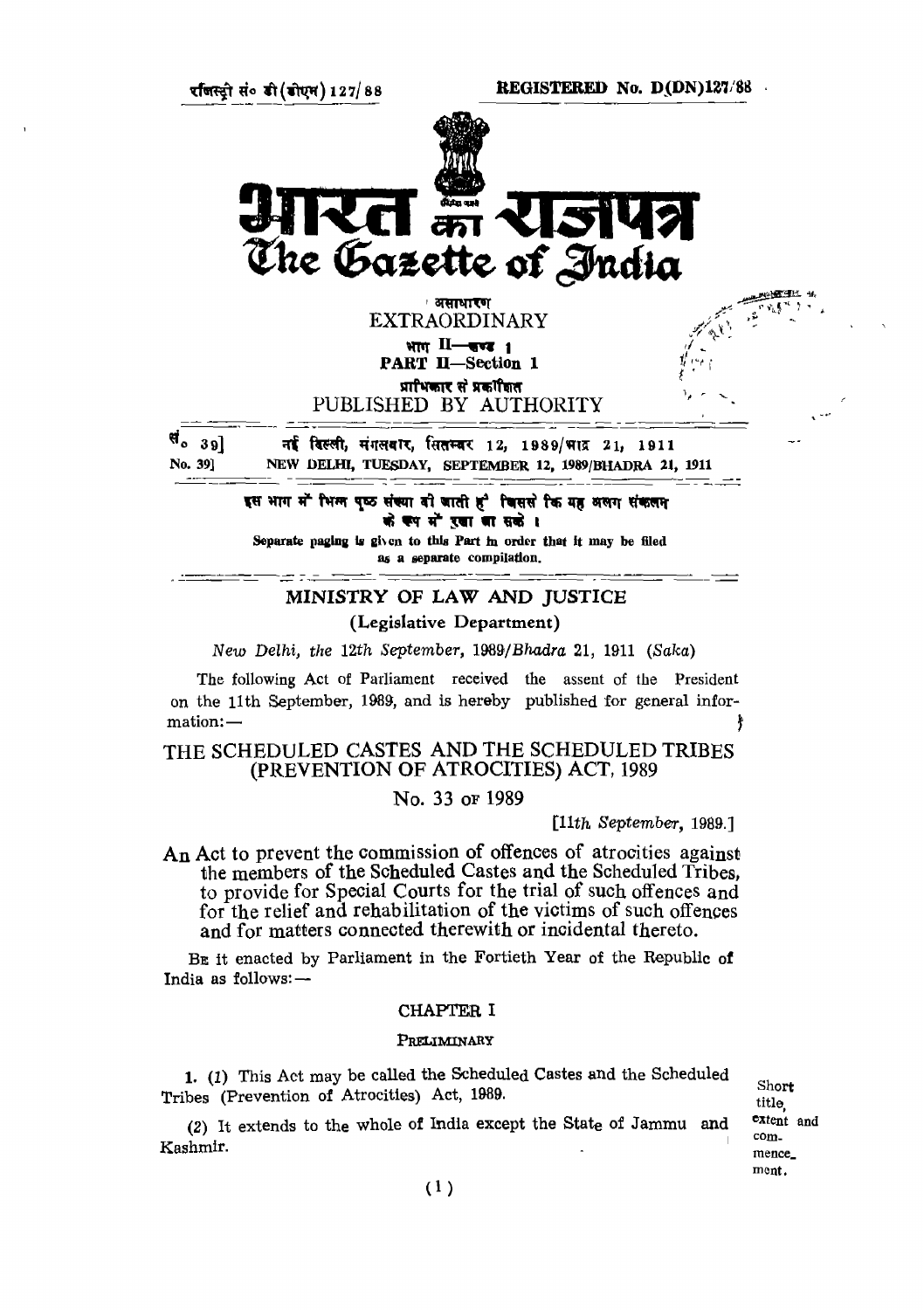रजिस्ट्री सं० डी(डीएन)127/88 REGISTERED No. D(DN)127/88

# भारत का राजपत्र
# The Gazette of India

असाधारण
EXTRAORDINARY

भाग II—खण्ड 1
PART II—Section 1

प्राधिकार से प्रकाशित
PUBLISHED BY AUTHORITY

सं० 39] नई दिल्ली, मंगलवार, सितम्बर 12, 1989/भाद्र 21, 1911
No. 39] NEW DELHI, TUESDAY, SEPTEMBER 12, 1989/BHADRA 21, 1911

इस भाग में भिन्न पृष्ठ संख्या दी जाती है जिससे कि यह अलग संकलन के रूप में रखा जा सके।

Separate paging is given to this Part in order that it may be filed as a separate compilation.

## MINISTRY OF LAW AND JUSTICE

(Legislative Department)

*New Delhi, the 12th September, 1989/Bhadra 21, 1911 (Saka)*

The following Act of Parliament received the assent of the President on the 11th September, 1989, and is hereby published for general information:—

## THE SCHEDULED CASTES AND THE SCHEDULED TRIBES (PREVENTION OF ATROCITIES) ACT, 1989

No. 33 OF 1989

[*11th September*, 1989.]

An Act to prevent the commission of offences of atrocities against the members of the Scheduled Castes and the Scheduled Tribes, to provide for Special Courts for the trial of such offences and for the relief and rehabilitation of the victims of such offences and for matters connected therewith or incidental thereto.

BE it enacted by Parliament in the Fortieth Year of the Republic of India as follows:—

### CHAPTER I

PRELIMINARY

1. (1) This Act may be called the Scheduled Castes and the Scheduled Tribes (Prevention of Atrocities) Act, 1989.

Short title, extent and commencement.

(2) It extends to the whole of India except the State of Jammu and Kashmir.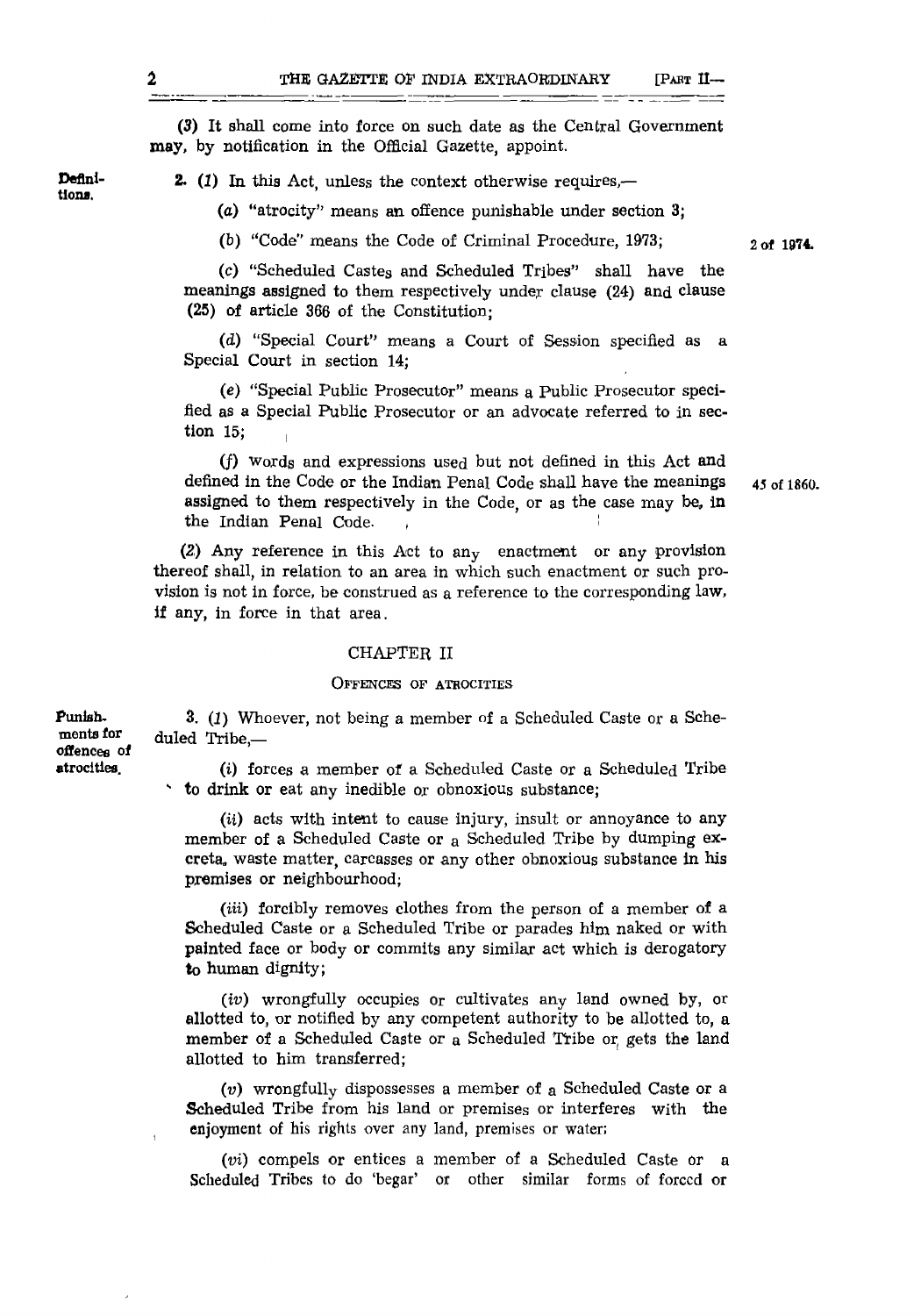(3) It shall come into force on such date as the Central Government may, by notification in the Official Gazette, appoint.

**Definitions.**

2. (1) In this Act, unless the context otherwise requires,—

(a) "atrocity" means an offence punishable under section 3;

(b) "Code" means the Code of Criminal Procedure, 1973; 2 of 1974.

(c) "Scheduled Castes and Scheduled Tribes" shall have the meanings assigned to them respectively under clause (24) and clause (25) of article 366 of the Constitution;

(d) "Special Court" means a Court of Session specified as a Special Court in section 14;

(e) "Special Public Prosecutor" means a Public Prosecutor specified as a Special Public Prosecutor or an advocate referred to in section 15;

(f) words and expressions used but not defined in this Act and defined in the Code or the Indian Penal Code shall have the meanings assigned to them respectively in the Code, or as the case may be, in the Indian Penal Code. 45 of 1860.

(2) Any reference in this Act to any enactment or any provision thereof shall, in relation to an area in which such enactment or such provision is not in force, be construed as a reference to the corresponding law, if any, in force in that area.

## CHAPTER II

### OFFENCES OF ATROCITIES

**Punishments for offences of atrocities.**

3. (1) Whoever, not being a member of a Scheduled Caste or a Scheduled Tribe,—

(i) forces a member of a Scheduled Caste or a Scheduled Tribe to drink or eat any inedible or obnoxious substance;

(ii) acts with intent to cause injury, insult or annoyance to any member of a Scheduled Caste or a Scheduled Tribe by dumping excreta, waste matter, carcasses or any other obnoxious substance in his premises or neighbourhood;

(iii) forcibly removes clothes from the person of a member of a Scheduled Caste or a Scheduled Tribe or parades him naked or with painted face or body or commits any similar act which is derogatory to human dignity;

(iv) wrongfully occupies or cultivates any land owned by, or allotted to, or notified by any competent authority to be allotted to, a member of a Scheduled Caste or a Scheduled Tribe or gets the land allotted to him transferred;

(v) wrongfully dispossesses a member of a Scheduled Caste or a Scheduled Tribe from his land or premises or interferes with the enjoyment of his rights over any land, premises or water;

(vi) compels or entices a member of a Scheduled Caste or a Scheduled Tribes to do 'begar' or other similar forms of forced or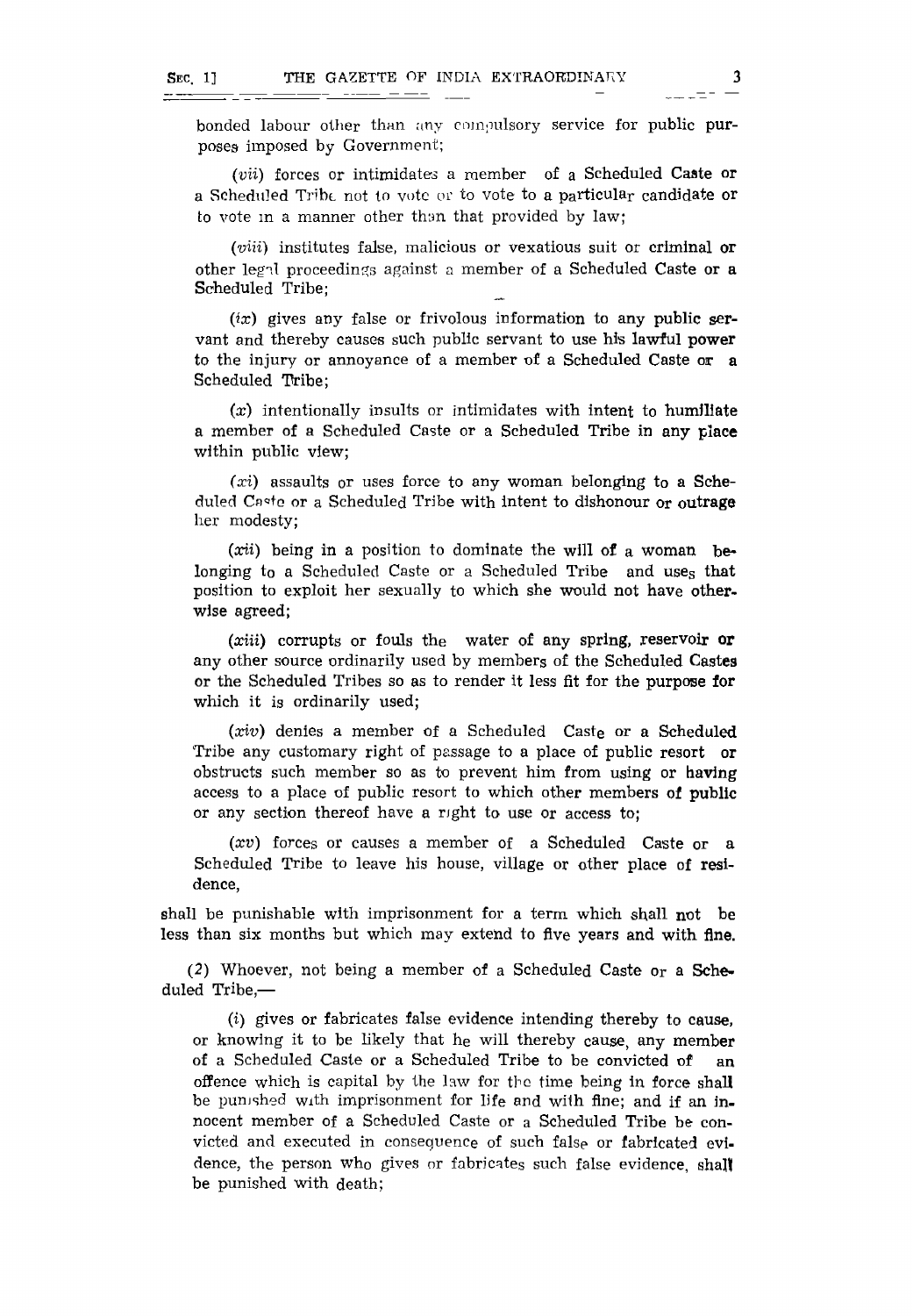bonded labour other than any compulsory service for public purposes imposed by Government;

(*vii*) forces or intimidates a member of a Scheduled Caste or a Scheduled Tribe not to vote or to vote to a particular candidate or to vote in a manner other than that provided by law;

(*viii*) institutes false, malicious or vexatious suit or criminal or other legal proceedings against a member of a Scheduled Caste or a Scheduled Tribe;

(*ix*) gives any false or frivolous information to any public servant and thereby causes such public servant to use his lawful power to the injury or annoyance of a member of a Scheduled Caste or a Scheduled Tribe;

(*x*) intentionally insults or intimidates with intent to humiliate a member of a Scheduled Caste or a Scheduled Tribe in any place within public view;

(*xi*) assaults or uses force to any woman belonging to a Scheduled Caste or a Scheduled Tribe with intent to dishonour or outrage her modesty;

(*xii*) being in a position to dominate the will of a woman belonging to a Scheduled Caste or a Scheduled Tribe and uses that position to exploit her sexually to which she would not have otherwise agreed;

(*xiii*) corrupts or fouls the water of any spring, reservoir or any other source ordinarily used by members of the Scheduled Castes or the Scheduled Tribes so as to render it less fit for the purpose for which it is ordinarily used;

(*xiv*) denies a member of a Scheduled Caste or a Scheduled Tribe any customary right of passage to a place of public resort or obstructs such member so as to prevent him from using or having access to a place of public resort to which other members of public or any section thereof have a right to use or access to;

(*xv*) forces or causes a member of a Scheduled Caste or a Scheduled Tribe to leave his house, village or other place of residence,

shall be punishable with imprisonment for a term which shall not be less than six months but which may extend to five years and with fine.

(*2*) Whoever, not being a member of a Scheduled Caste or a Scheduled Tribe,—

(*i*) gives or fabricates false evidence intending thereby to cause, or knowing it to be likely that he will thereby cause, any member of a Scheduled Caste or a Scheduled Tribe to be convicted of an offence which is capital by the law for the time being in force shall be punished with imprisonment for life and with fine; and if an innocent member of a Scheduled Caste or a Scheduled Tribe be convicted and executed in consequence of such false or fabricated evidence, the person who gives or fabricates such false evidence, shall be punished with death;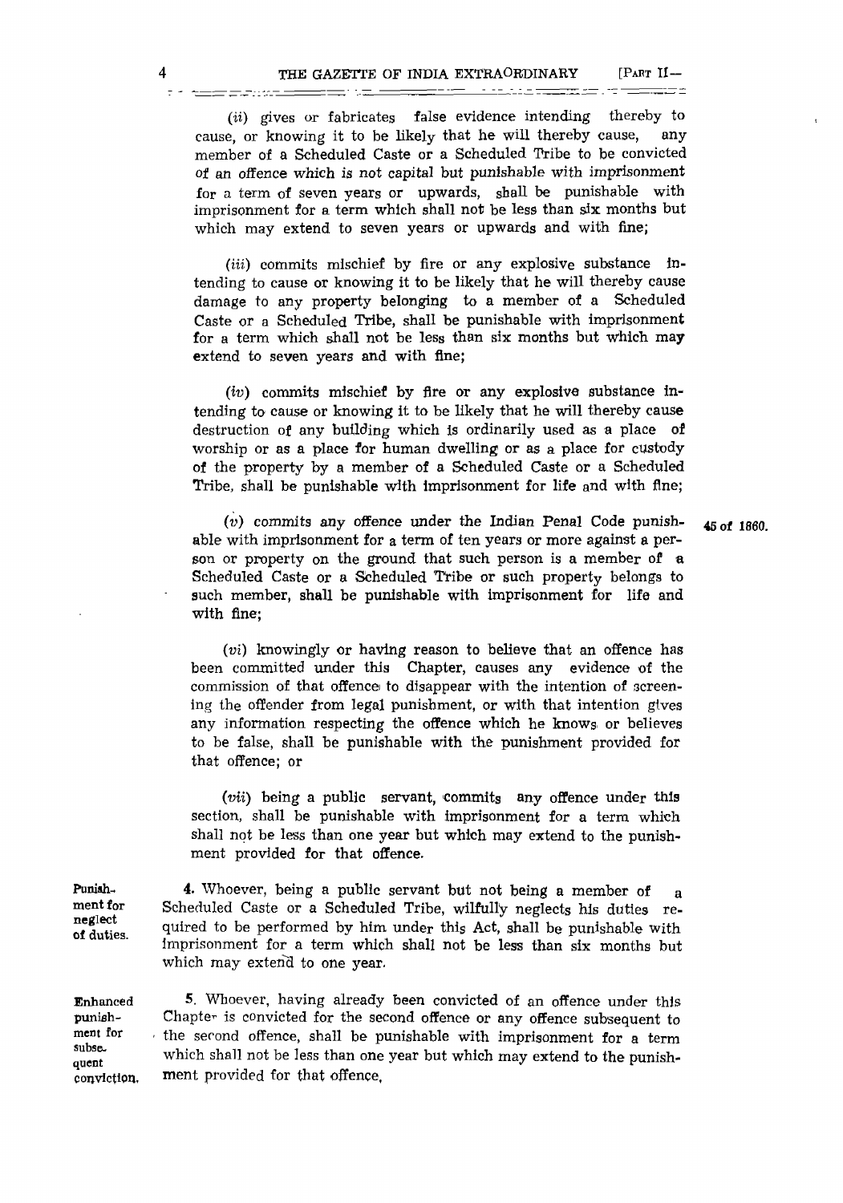(ii) gives or fabricates false evidence intending thereby to cause, or knowing it to be likely that he will thereby cause, any member of a Scheduled Caste or a Scheduled Tribe to be convicted of an offence which is not capital but punishable with imprisonment for a term of seven years or upwards, shall be punishable with imprisonment for a term which shall not be less than six months but which may extend to seven years or upwards and with fine;

(iii) commits mischief by fire or any explosive substance intending to cause or knowing it to be likely that he will thereby cause damage to any property belonging to a member of a Scheduled Caste or a Scheduled Tribe, shall be punishable with imprisonment for a term which shall not be less than six months but which may extend to seven years and with fine;

(iv) commits mischief by fire or any explosive substance intending to cause or knowing it to be likely that he will thereby cause destruction of any building which is ordinarily used as a place of worship or as a place for human dwelling or as a place for custody of the property by a member of a Scheduled Caste or a Scheduled Tribe, shall be punishable with imprisonment for life and with fine;

(v) commits any offence under the Indian Penal Code punishable with imprisonment for a term of ten years or more against a person or property on the ground that such person is a member of a Scheduled Caste or a Scheduled Tribe or such property belongs to such member, shall be punishable with imprisonment for life and with fine; *45 of 1860.*

(vi) knowingly or having reason to believe that an offence has been committed under this Chapter, causes any evidence of the commission of that offence to disappear with the intention of screening the offender from legal punishment, or with that intention gives any information respecting the offence which he knows or believes to be false, shall be punishable with the punishment provided for that offence; or

(vii) being a public servant, commits any offence under this section, shall be punishable with imprisonment for a term which shall not be less than one year but which may extend to the punishment provided for that offence.

**Punishment for neglect of duties.**

4. Whoever, being a public servant but not being a member of a Scheduled Caste or a Scheduled Tribe, wilfully neglects his duties required to be performed by him under this Act, shall be punishable with imprisonment for a term which shall not be less than six months but which may extend to one year.

**Enhanced punishment for subsequent conviction.**

5. Whoever, having already been convicted of an offence under this Chapter is convicted for the second offence or any offence subsequent to the second offence, shall be punishable with imprisonment for a term which shall not be less than one year but which may extend to the punishment provided for that offence.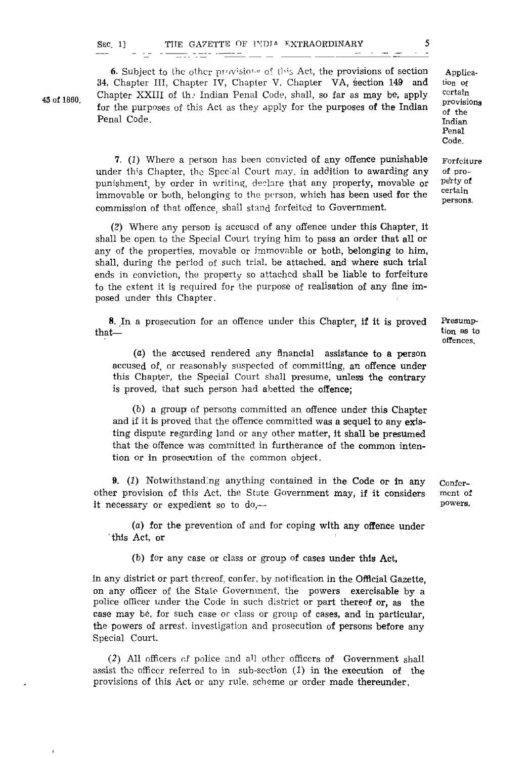**6.** Subject to the other provisions of this Act, the provisions of section 34, Chapter III, Chapter IV, Chapter V, Chapter VA, section 149 and Chapter XXIII of the Indian Penal Code, shall, so far as may be, apply for the purposes of this Act as they apply for the purposes of the Indian Penal Code.

*Application of certain provisions of the Indian Penal Code.*

*45 of 1860.*

**7.** (*1*) Where a person has been convicted of any offence punishable under this Chapter, the Special Court may, in addition to awarding any punishment, by order in writing, declare that any property, movable or immovable or both, belonging to the person, which has been used for the commission of that offence, shall stand forfeited to Government.

*Forfeiture of property of certain persons.*

(*2*) Where any person is accused of any offence under this Chapter, it shall be open to the Special Court trying him to pass an order that all or any of the properties, movable or immovable or both, belonging to him, shall, during the period of such trial, be attached, and where such trial ends in conviction, the property so attached shall be liable to forfeiture to the extent it is required for the purpose of realisation of any fine imposed under this Chapter.

**8.** In a prosecution for an offence under this Chapter, if it is proved that—

*Presumption as to offences.*

(*a*) the accused rendered any financial assistance to a person accused of, or reasonably suspected of committing, an offence under this Chapter, the Special Court shall presume, unless the contrary is proved, that such person had abetted the offence;

(*b*) a group of persons committed an offence under this Chapter and if it is proved that the offence committed was a sequel to any existing dispute regarding land or any other matter, it shall be presumed that the offence was committed in furtherance of the common intention or in prosecution of the common object.

**9.** (*1*) Notwithstanding anything contained in the Code or in any other provision of this Act, the State Government may, if it considers it necessary or expedient so to do,—

*Conferment of powers.*

(*a*) for the prevention of and for coping with any offence under this Act, or

(*b*) for any case or class or group of cases under this Act,

in any district or part thereof, confer, by notification in the Official Gazette, on any officer of the State Government, the powers exercisable by a police officer under the Code in such district or part thereof or, as the case may be, for such case or class or group of cases, and in particular, the powers of arrest, investigation and prosecution of persons before any Special Court.

(*2*) All officers of police and all other officers of Government shall assist the officer referred to in sub-section (*1*) in the execution of the provisions of this Act or any rule, scheme or order made thereunder.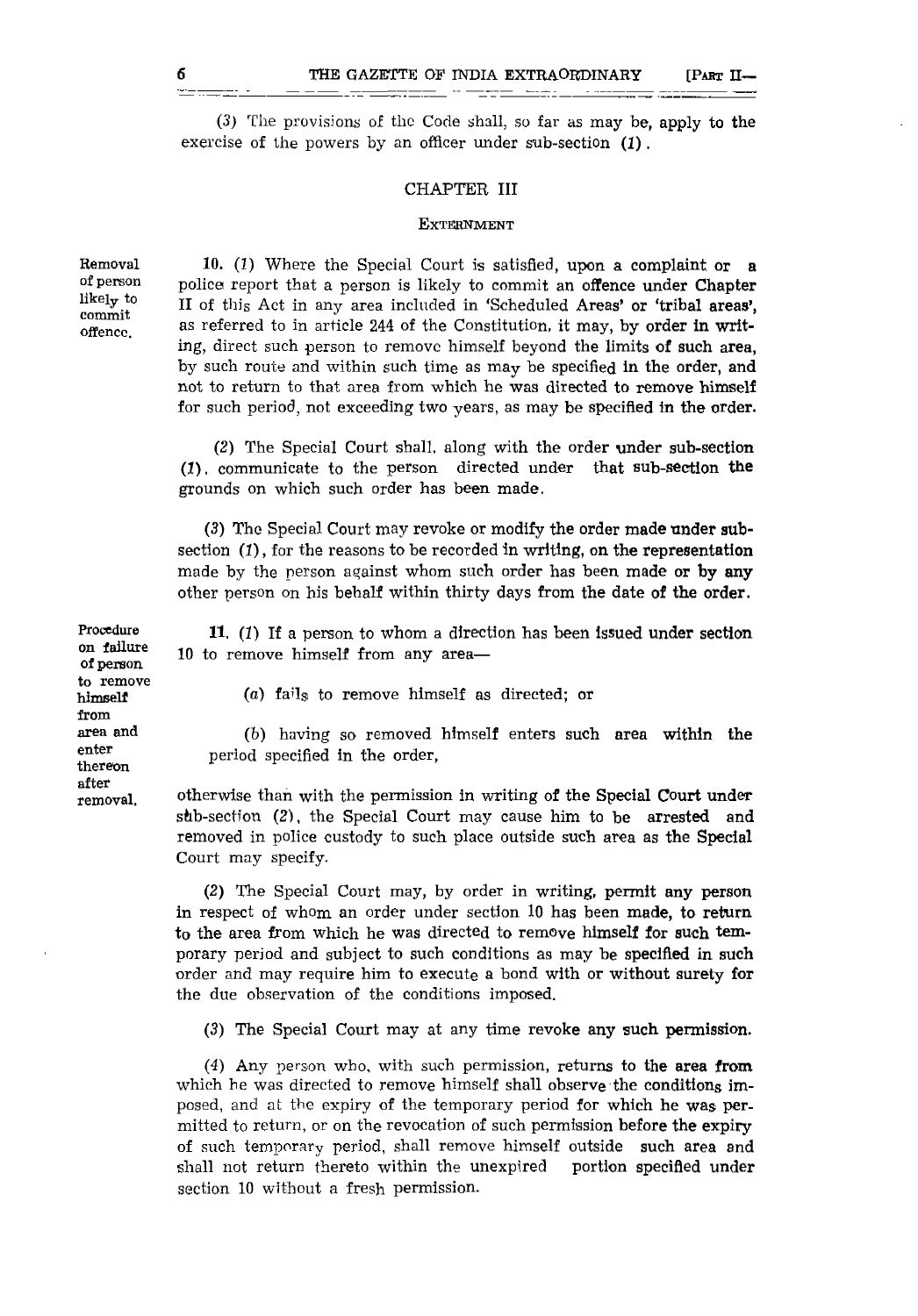(3) The provisions of the Code shall, so far as may be, apply to the exercise of the powers by an officer under sub-section (1).

## CHAPTER III

### EXTERNMENT

Removal of person likely to commit offence.

**10.** (1) Where the Special Court is satisfied, upon a complaint or a police report that a person is likely to commit an offence under Chapter II of this Act in any area included in 'Scheduled Areas' or 'tribal areas', as referred to in article 244 of the Constitution, it may, by order in writing, direct such person to remove himself beyond the limits of such area, by such route and within such time as may be specified in the order, and not to return to that area from which he was directed to remove himself for such period, not exceeding two years, as may be specified in the order.

(2) The Special Court shall, along with the order under sub-section (1), communicate to the person directed under that sub-section the grounds on which such order has been made.

(3) The Special Court may revoke or modify the order made under sub-section (1), for the reasons to be recorded in writing, on the representation made by the person against whom such order has been made or by any other person on his behalf within thirty days from the date of the order.

Procedure on failure of person to remove himself from area and enter thereon after removal.

**11.** (1) If a person to whom a direction has been issued under section 10 to remove himself from any area—

(a) fails to remove himself as directed; or

(b) having so removed himself enters such area within the period specified in the order,

otherwise than with the permission in writing of the Special Court under sub-section (2), the Special Court may cause him to be arrested and removed in police custody to such place outside such area as the Special Court may specify.

(2) The Special Court may, by order in writing, permit any person in respect of whom an order under section 10 has been made, to return to the area from which he was directed to remove himself for such temporary period and subject to such conditions as may be specified in such order and may require him to execute a bond with or without surety for the due observation of the conditions imposed.

(3) The Special Court may at any time revoke any such permission.

(4) Any person who, with such permission, returns to the area from which he was directed to remove himself shall observe the conditions imposed, and at the expiry of the temporary period for which he was permitted to return, or on the revocation of such permission before the expiry of such temporary period, shall remove himself outside such area and shall not return thereto within the unexpired portion specified under section 10 without a fresh permission.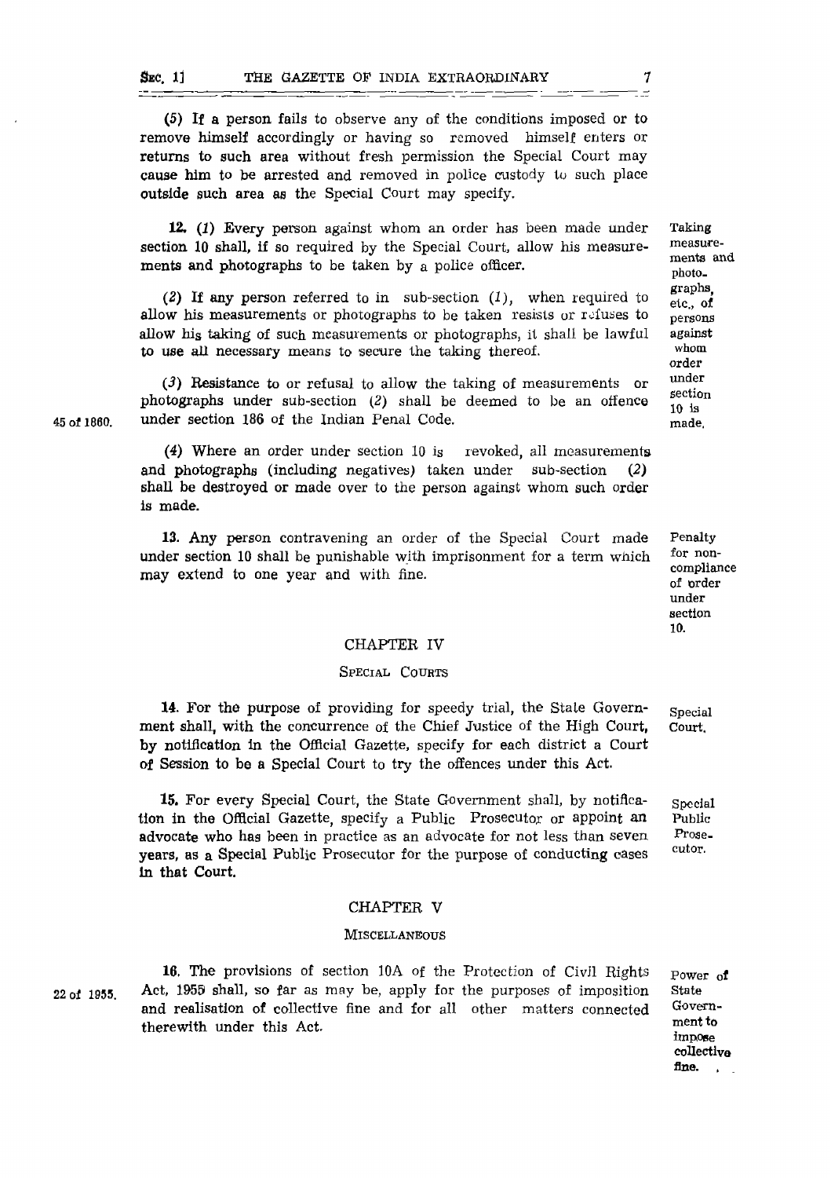(5) If a person fails to observe any of the conditions imposed or to remove himself accordingly or having so removed himself enters or returns to such area without fresh permission the Special Court may cause him to be arrested and removed in police custody to such place outside such area as the Special Court may specify.

*Taking measurements and photographs, etc., of persons against whom order under section 10 is made.*

**12.** (*1*) Every person against whom an order has been made under section 10 shall, if so required by the Special Court, allow his measurements and photographs to be taken by a police officer.

(*2*) If any person referred to in sub-section (*1*), when required to allow his measurements or photographs to be taken resists or refuses to allow his taking of such measurements or photographs, it shall be lawful to use all necessary means to secure the taking thereof.

(*3*) Resistance to or refusal to allow the taking of measurements or photographs under sub-section (*2*) shall be deemed to be an offence under section 186 of the Indian Penal Code. *(45 of 1860.)*

(*4*) Where an order under section 10 is revoked, all measurements and photographs (including negatives) taken under sub-section (*2*) shall be destroyed or made over to the person against whom such order is made.

*Penalty for non-compliance of order under section 10.*

**13.** Any person contravening an order of the Special Court made under section 10 shall be punishable with imprisonment for a term which may extend to one year and with fine.

## CHAPTER IV

### SPECIAL COURTS

*Special Court.*

**14.** For the purpose of providing for speedy trial, the State Government shall, with the concurrence of the Chief Justice of the High Court, by notification in the Official Gazette, specify for each district a Court of Session to be a Special Court to try the offences under this Act.

*Special Public Prosecutor.*

**15.** For every Special Court, the State Government shall, by notification in the Official Gazette, specify a Public Prosecutor or appoint an advocate who has been in practice as an advocate for not less than seven years, as a Special Public Prosecutor for the purpose of conducting cases in that Court.

## CHAPTER V

### MISCELLANEOUS

*Power of State Government to impose collective fine.*

**16.** The provisions of section 10A of the Protection of Civil Rights Act, 1955 shall, so far as may be, apply for the purposes of imposition and realisation of collective fine and for all other matters connected therewith under this Act. *(22 of 1955.)*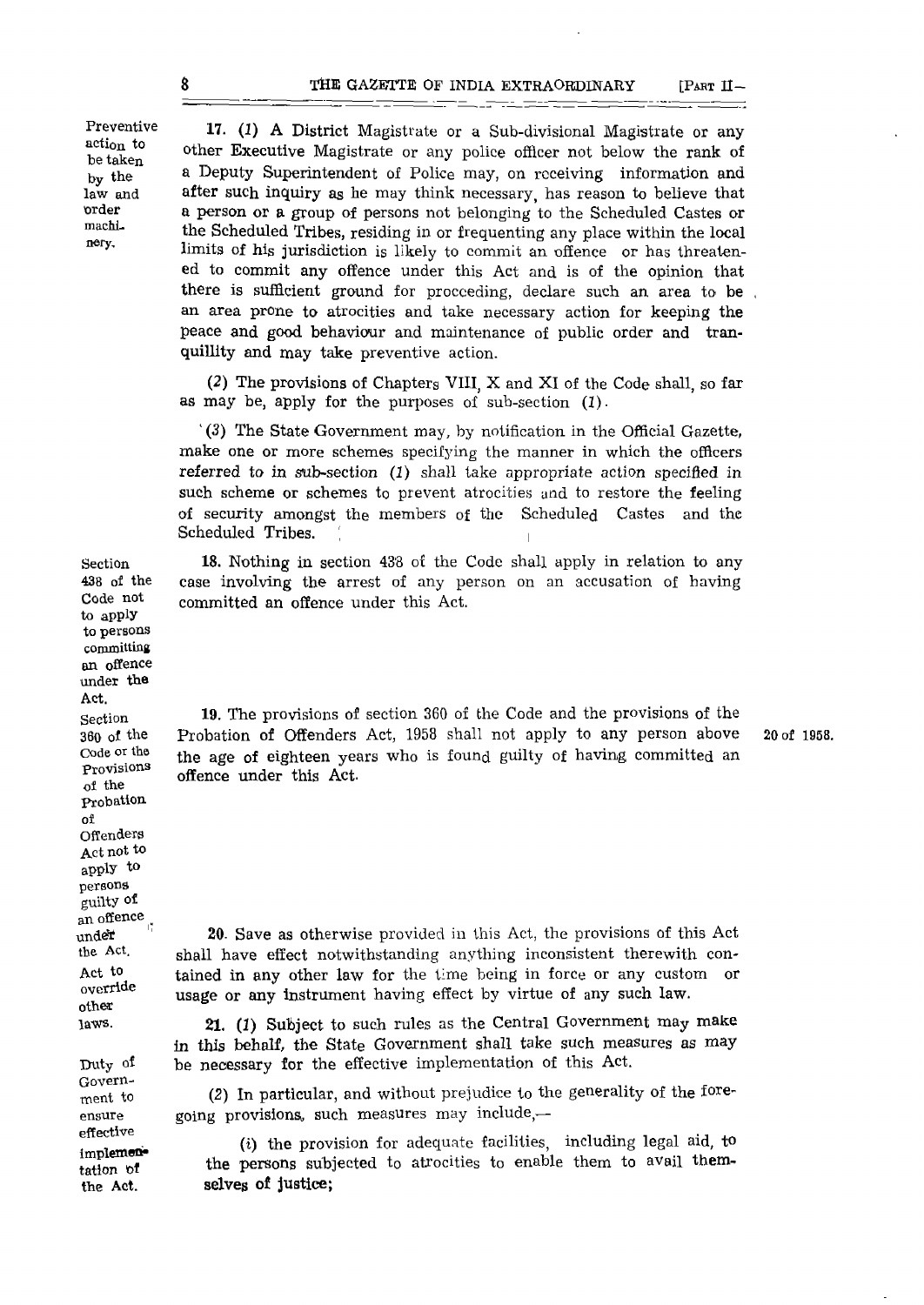**Preventive action to be taken by the law and order machinery.**

**17.** (*1*) A District Magistrate or a Sub-divisional Magistrate or any other Executive Magistrate or any police officer not below the rank of a Deputy Superintendent of Police may, on receiving information and after such inquiry as he may think necessary, has reason to believe that a person or a group of persons not belonging to the Scheduled Castes or the Scheduled Tribes, residing in or frequenting any place within the local limits of his jurisdiction is likely to commit an offence or has threatened to commit any offence under this Act and is of the opinion that there is sufficient ground for proceeding, declare such an area to be an area prone to atrocities and take necessary action for keeping the peace and good behaviour and maintenance of public order and tranquillity and may take preventive action.

(*2*) The provisions of Chapters VIII, X and XI of the Code shall, so far as may be, apply for the purposes of sub-section (*1*).

(*3*) The State Government may, by notification in the Official Gazette, make one or more schemes specifying the manner in which the officers referred to in sub-section (*1*) shall take appropriate action specified in such scheme or schemes to prevent atrocities and to restore the feeling of security amongst the members of the Scheduled Castes and the Scheduled Tribes.

**Section 438 of the Code not to apply to persons committing an offence under the Act.**

**18.** Nothing in section 438 of the Code shall apply in relation to any case involving the arrest of any person on an accusation of having committed an offence under this Act.

**Section 360 of the Code or the Provisions of the Probation of Offenders Act not to apply to persons guilty of an offence under the Act.**

**19.** The provisions of section 360 of the Code and the provisions of the Probation of Offenders Act, 1958 shall not apply to any person above the age of eighteen years who is found guilty of having committed an offence under this Act.

20 of 1958.

**Act to override other laws.**

**20.** Save as otherwise provided in this Act, the provisions of this Act shall have effect notwithstanding anything inconsistent therewith contained in any other law for the time being in force or any custom or usage or any instrument having effect by virtue of any such law.

**Duty of Government to ensure effective implementation of the Act.**

**21.** (*1*) Subject to such rules as the Central Government may make in this behalf, the State Government shall take such measures as may be necessary for the effective implementation of this Act.

(*2*) In particular, and without prejudice to the generality of the foregoing provisions, such measures may include,—

(*i*) the provision for adequate facilities, including legal aid, to the persons subjected to atrocities to enable them to avail themselves of justice;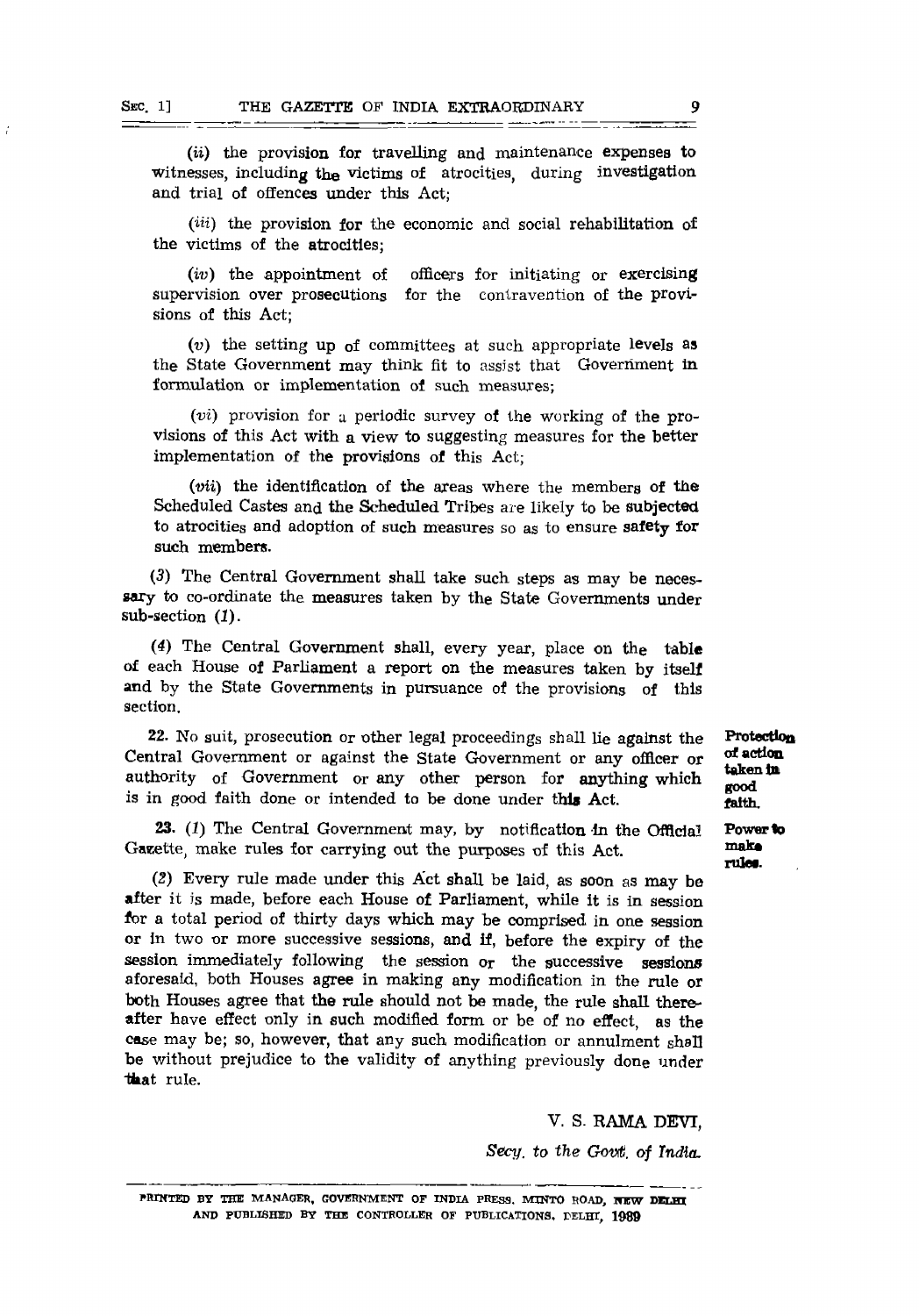(*ii*) the provision for travelling and maintenance expenses to witnesses, including the victims of atrocities, during investigation and trial of offences under this Act;

(*iii*) the provision for the economic and social rehabilitation of the victims of the atrocities;

(*iv*) the appointment of officers for initiating or exercising supervision over prosecutions for the contravention of the provisions of this Act;

(*v*) the setting up of committees at such appropriate levels as the State Government may think fit to assist that Government in formulation or implementation of such measures;

(*vi*) provision for a periodic survey of the working of the provisions of this Act with a view to suggesting measures for the better implementation of the provisions of this Act;

(*vii*) the identification of the areas where the members of the Scheduled Castes and the Scheduled Tribes are likely to be subjected to atrocities and adoption of such measures so as to ensure safety for such members.

(*3*) The Central Government shall take such steps as may be necessary to co-ordinate the measures taken by the State Governments under sub-section (*1*).

(*4*) The Central Government shall, every year, place on the table of each House of Parliament a report on the measures taken by itself and by the State Governments in pursuance of the provisions of this section.

**Protection of action taken in good faith.**

22. No suit, prosecution or other legal proceedings shall lie against the Central Government or against the State Government or any officer or authority of Government or any other person for anything which is in good faith done or intended to be done under this Act.

**Power to make rules.**

23. (*1*) The Central Government may, by notification in the Official Gazette, make rules for carrying out the purposes of this Act.

(*2*) Every rule made under this Act shall be laid, as soon as may be after it is made, before each House of Parliament, while it is in session for a total period of thirty days which may be comprised in one session or in two or more successive sessions, and if, before the expiry of the session immediately following the session or the successive sessions aforesaid, both Houses agree in making any modification in the rule or both Houses agree that the rule should not be made, the rule shall thereafter have effect only in such modified form or be of no effect, as the case may be; so, however, that any such modification or annulment shall be without prejudice to the validity of anything previously done under that rule.

V. S. RAMA DEVI,

*Secy. to the Govt. of India.*

PRINTED BY THE MANAGER, GOVERNMENT OF INDIA PRESS, MINTO ROAD, NEW DELHI AND PUBLISHED BY THE CONTROLLER OF PUBLICATIONS, DELHI, 1989